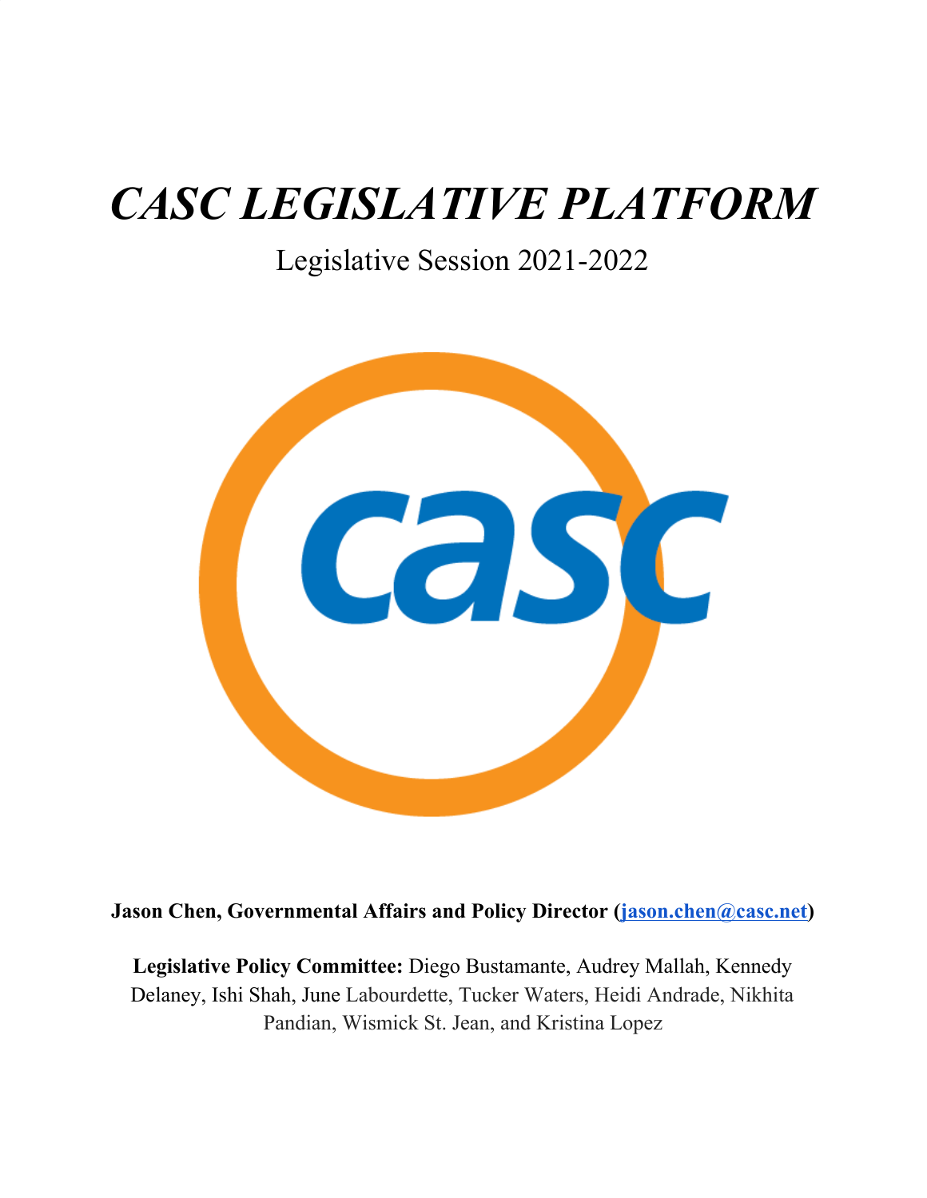# *CASC LEGISLATIVE PLATFORM*

Legislative Session 2021-2022

**Jason Chen, Governmental Affairs and Policy Director ([jason.chen@casc.net](mailto:jason.chen@casc.net))**

**Legislative Policy Committee:** Diego Bustamante, Audrey Mallah, Kennedy Delaney, Ishi Shah, June Labourdette, Tucker Waters, Heidi Andrade, Nikhita Pandian, Wismick St. Jean, and Kristina Lopez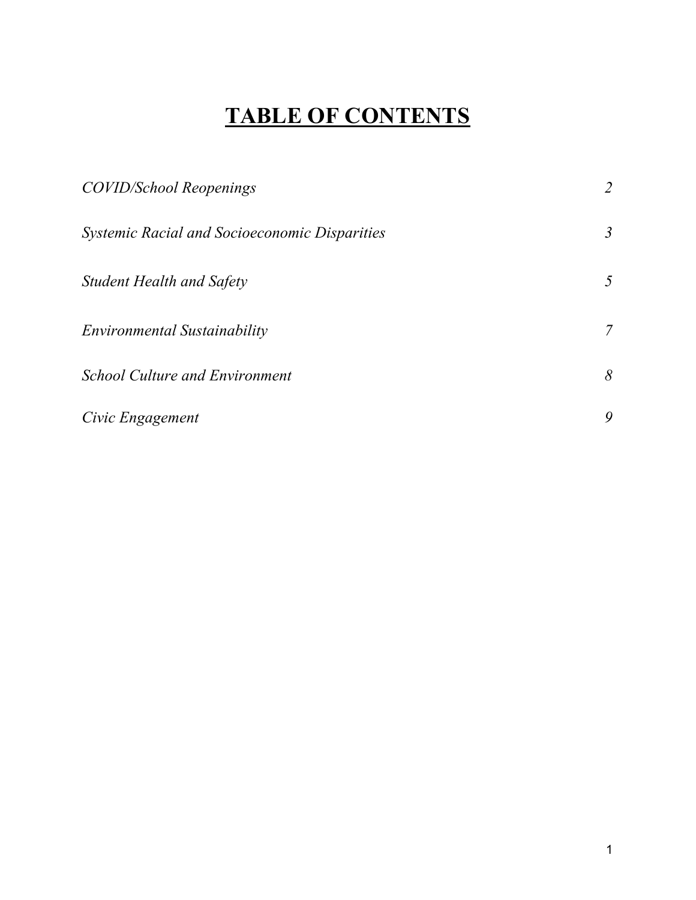# TABLE OF CONTENTS

| | |
|---|---|
| *COVID/School Reopenings* | *2* |
| *Systemic Racial and Socioeconomic Disparities* | *3* |
| *Student Health and Safety* | *5* |
| *Environmental Sustainability* | *7* |
| *School Culture and Environment* | *8* |
| *Civic Engagement* | *9* |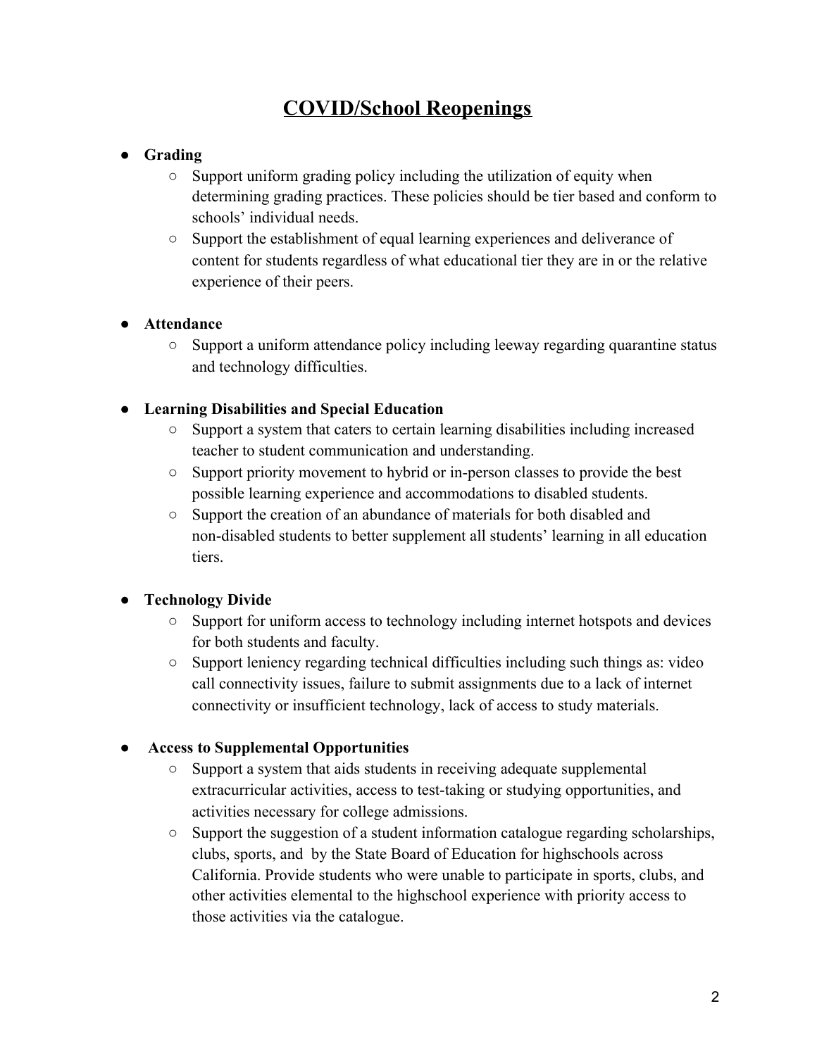# COVID/School Reopenings

- **Grading**
  - Support uniform grading policy including the utilization of equity when determining grading practices. These policies should be tier based and conform to schools' individual needs.
  - Support the establishment of equal learning experiences and deliverance of content for students regardless of what educational tier they are in or the relative experience of their peers.

- **Attendance**
  - Support a uniform attendance policy including leeway regarding quarantine status and technology difficulties.

- **Learning Disabilities and Special Education**
  - Support a system that caters to certain learning disabilities including increased teacher to student communication and understanding.
  - Support priority movement to hybrid or in-person classes to provide the best possible learning experience and accommodations to disabled students.
  - Support the creation of an abundance of materials for both disabled and non-disabled students to better supplement all students' learning in all education tiers.

- **Technology Divide**
  - Support for uniform access to technology including internet hotspots and devices for both students and faculty.
  - Support leniency regarding technical difficulties including such things as: video call connectivity issues, failure to submit assignments due to a lack of internet connectivity or insufficient technology, lack of access to study materials.

- **Access to Supplemental Opportunities**
  - Support a system that aids students in receiving adequate supplemental extracurricular activities, access to test-taking or studying opportunities, and activities necessary for college admissions.
  - Support the suggestion of a student information catalogue regarding scholarships, clubs, sports, and  by the State Board of Education for highschools across California. Provide students who were unable to participate in sports, clubs, and other activities elemental to the highschool experience with priority access to those activities via the catalogue.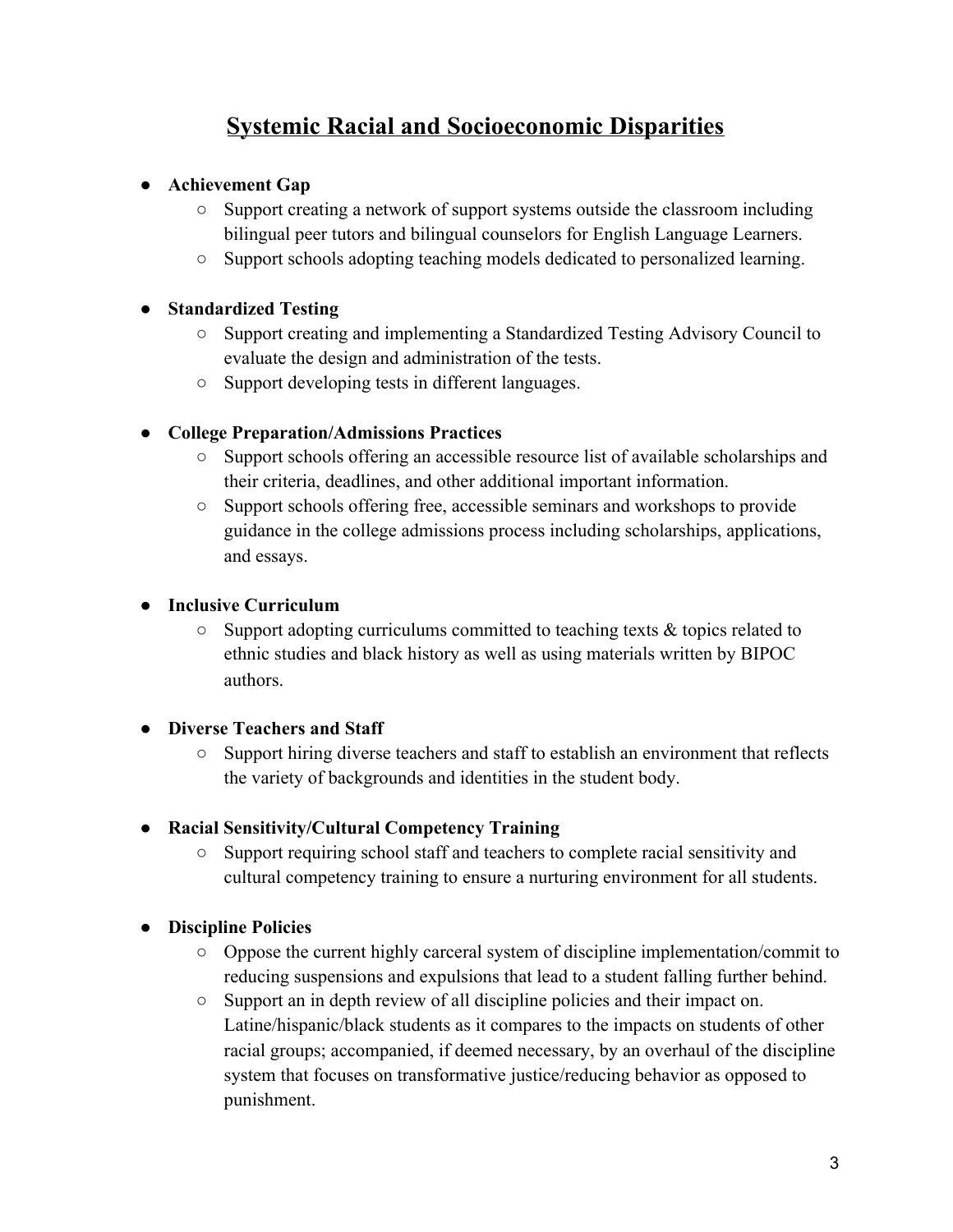# Systemic Racial and Socioeconomic Disparities

- **Achievement Gap**
  - Support creating a network of support systems outside the classroom including bilingual peer tutors and bilingual counselors for English Language Learners.
  - Support schools adopting teaching models dedicated to personalized learning.

- **Standardized Testing**
  - Support creating and implementing a Standardized Testing Advisory Council to evaluate the design and administration of the tests.
  - Support developing tests in different languages.

- **College Preparation/Admissions Practices**
  - Support schools offering an accessible resource list of available scholarships and their criteria, deadlines, and other additional important information.
  - Support schools offering free, accessible seminars and workshops to provide guidance in the college admissions process including scholarships, applications, and essays.

- **Inclusive Curriculum**
  - Support adopting curriculums committed to teaching texts & topics related to ethnic studies and black history as well as using materials written by BIPOC authors.

- **Diverse Teachers and Staff**
  - Support hiring diverse teachers and staff to establish an environment that reflects the variety of backgrounds and identities in the student body.

- **Racial Sensitivity/Cultural Competency Training**
  - Support requiring school staff and teachers to complete racial sensitivity and cultural competency training to ensure a nurturing environment for all students.

- **Discipline Policies**
  - Oppose the current highly carceral system of discipline implementation/commit to reducing suspensions and expulsions that lead to a student falling further behind.
  - Support an in depth review of all discipline policies and their impact on. Latine/hispanic/black students as it compares to the impacts on students of other racial groups; accompanied, if deemed necessary, by an overhaul of the discipline system that focuses on transformative justice/reducing behavior as opposed to punishment.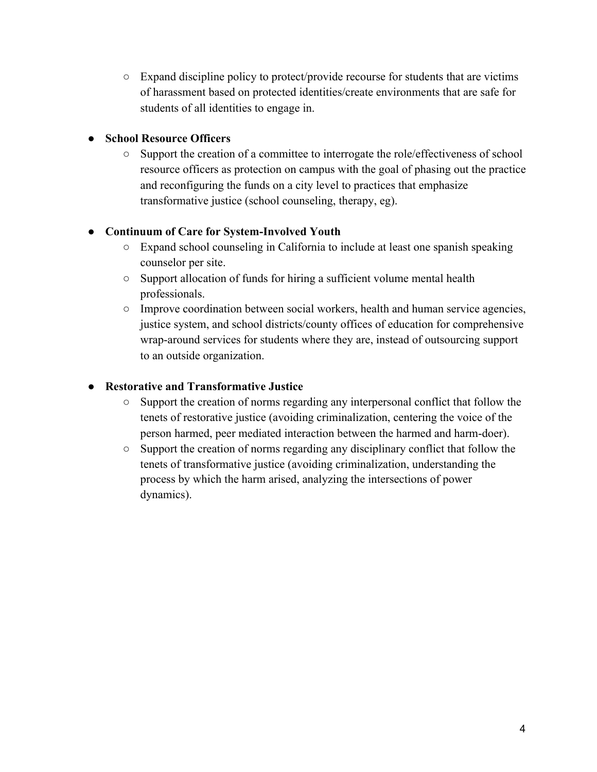- Expand discipline policy to protect/provide recourse for students that are victims of harassment based on protected identities/create environments that are safe for students of all identities to engage in.

- **School Resource Officers**
  - Support the creation of a committee to interrogate the role/effectiveness of school resource officers as protection on campus with the goal of phasing out the practice and reconfiguring the funds on a city level to practices that emphasize transformative justice (school counseling, therapy, eg).

- **Continuum of Care for System-Involved Youth**
  - Expand school counseling in California to include at least one spanish speaking counselor per site.
  - Support allocation of funds for hiring a sufficient volume mental health professionals.
  - Improve coordination between social workers, health and human service agencies, justice system, and school districts/county offices of education for comprehensive wrap-around services for students where they are, instead of outsourcing support to an outside organization.

- **Restorative and Transformative Justice**
  - Support the creation of norms regarding any interpersonal conflict that follow the tenets of restorative justice (avoiding criminalization, centering the voice of the person harmed, peer mediated interaction between the harmed and harm-doer).
  - Support the creation of norms regarding any disciplinary conflict that follow the tenets of transformative justice (avoiding criminalization, understanding the process by which the harm arised, analyzing the intersections of power dynamics).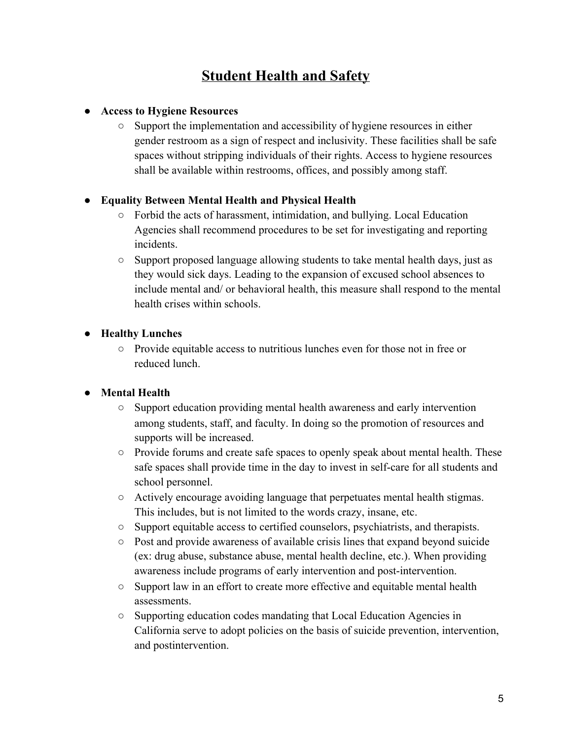# Student Health and Safety

- **Access to Hygiene Resources**
  - Support the implementation and accessibility of hygiene resources in either gender restroom as a sign of respect and inclusivity. These facilities shall be safe spaces without stripping individuals of their rights. Access to hygiene resources shall be available within restrooms, offices, and possibly among staff.

- **Equality Between Mental Health and Physical Health**
  - Forbid the acts of harassment, intimidation, and bullying. Local Education Agencies shall recommend procedures to be set for investigating and reporting incidents.
  - Support proposed language allowing students to take mental health days, just as they would sick days. Leading to the expansion of excused school absences to include mental and/ or behavioral health, this measure shall respond to the mental health crises within schools.

- **Healthy Lunches**
  - Provide equitable access to nutritious lunches even for those not in free or reduced lunch.

- **Mental Health**
  - Support education providing mental health awareness and early intervention among students, staff, and faculty. In doing so the promotion of resources and supports will be increased.
  - Provide forums and create safe spaces to openly speak about mental health. These safe spaces shall provide time in the day to invest in self-care for all students and school personnel.
  - Actively encourage avoiding language that perpetuates mental health stigmas. This includes, but is not limited to the words crazy, insane, etc.
  - Support equitable access to certified counselors, psychiatrists, and therapists.
  - Post and provide awareness of available crisis lines that expand beyond suicide (ex: drug abuse, substance abuse, mental health decline, etc.). When providing awareness include programs of early intervention and post-intervention.
  - Support law in an effort to create more effective and equitable mental health assessments.
  - Supporting education codes mandating that Local Education Agencies in California serve to adopt policies on the basis of suicide prevention, intervention, and postintervention.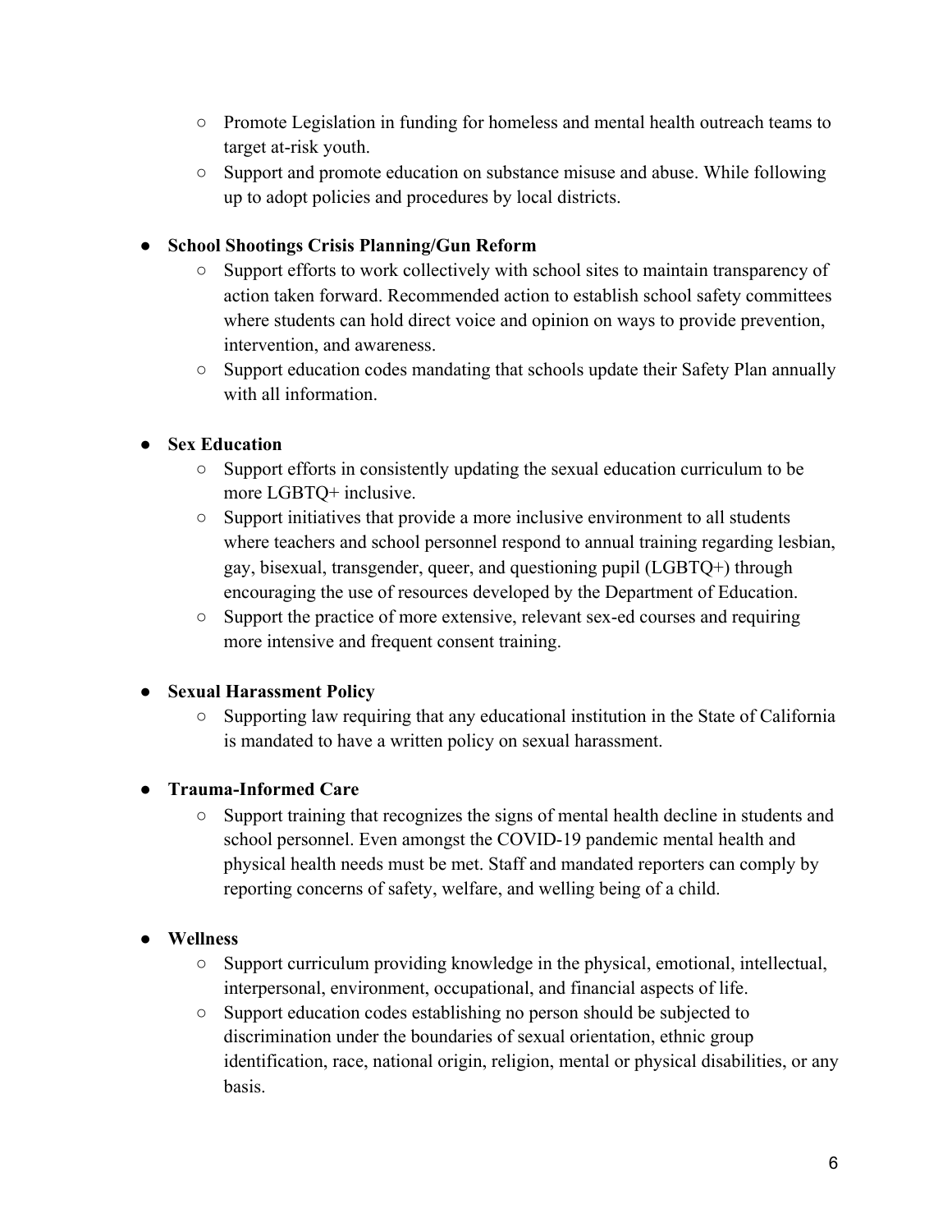- Promote Legislation in funding for homeless and mental health outreach teams to target at-risk youth.
- Support and promote education on substance misuse and abuse. While following up to adopt policies and procedures by local districts.

- **School Shootings Crisis Planning/Gun Reform**
  - Support efforts to work collectively with school sites to maintain transparency of action taken forward. Recommended action to establish school safety committees where students can hold direct voice and opinion on ways to provide prevention, intervention, and awareness.
  - Support education codes mandating that schools update their Safety Plan annually with all information.

- **Sex Education**
  - Support efforts in consistently updating the sexual education curriculum to be more LGBTQ+ inclusive.
  - Support initiatives that provide a more inclusive environment to all students where teachers and school personnel respond to annual training regarding lesbian, gay, bisexual, transgender, queer, and questioning pupil (LGBTQ+) through encouraging the use of resources developed by the Department of Education.
  - Support the practice of more extensive, relevant sex-ed courses and requiring more intensive and frequent consent training.

- **Sexual Harassment Policy**
  - Supporting law requiring that any educational institution in the State of California is mandated to have a written policy on sexual harassment.

- **Trauma-Informed Care**
  - Support training that recognizes the signs of mental health decline in students and school personnel. Even amongst the COVID-19 pandemic mental health and physical health needs must be met. Staff and mandated reporters can comply by reporting concerns of safety, welfare, and welling being of a child.

- **Wellness**
  - Support curriculum providing knowledge in the physical, emotional, intellectual, interpersonal, environment, occupational, and financial aspects of life.
  - Support education codes establishing no person should be subjected to discrimination under the boundaries of sexual orientation, ethnic group identification, race, national origin, religion, mental or physical disabilities, or any basis.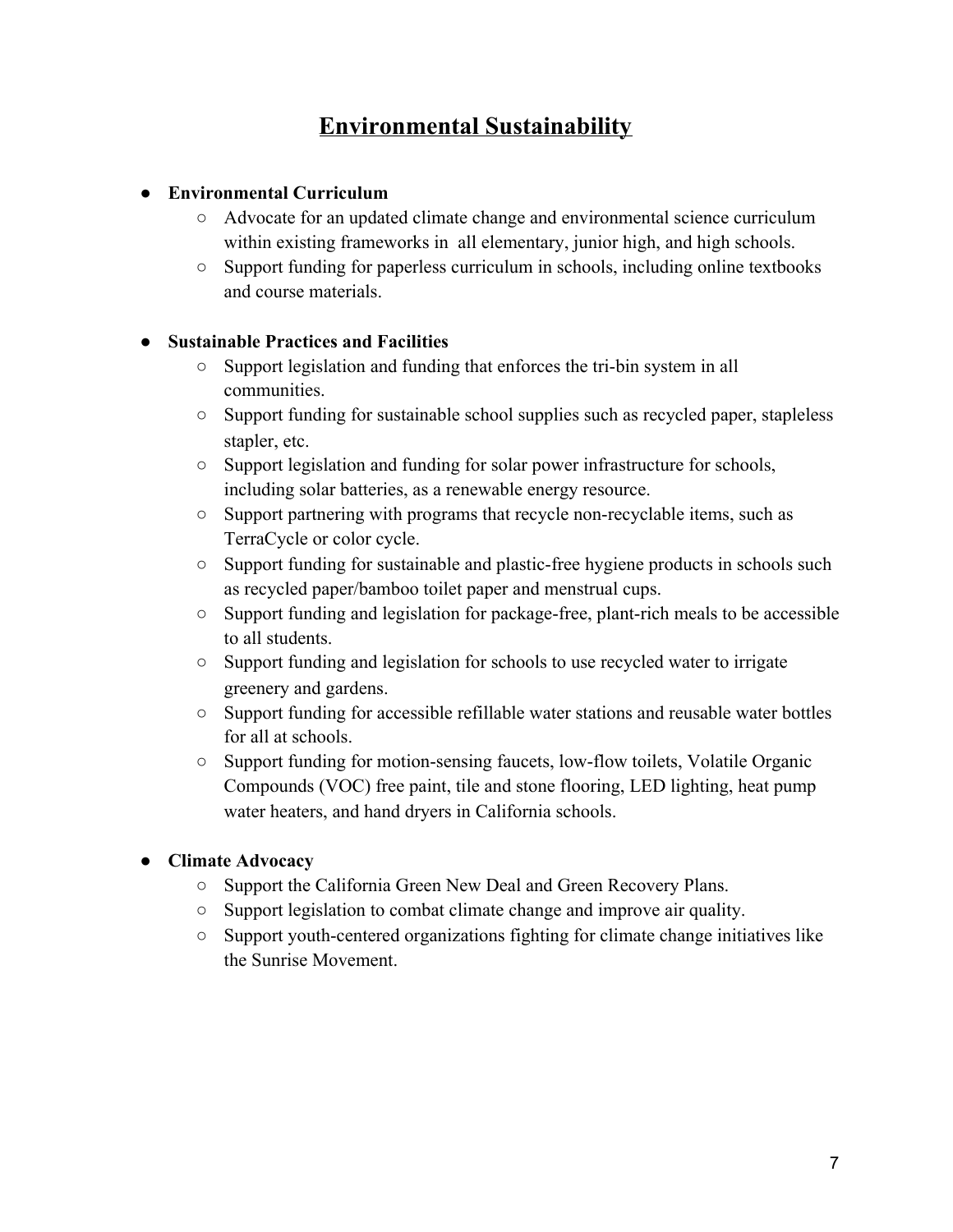# Environmental Sustainability

- **Environmental Curriculum**
  - Advocate for an updated climate change and environmental science curriculum within existing frameworks in all elementary, junior high, and high schools.
  - Support funding for paperless curriculum in schools, including online textbooks and course materials.

- **Sustainable Practices and Facilities**
  - Support legislation and funding that enforces the tri-bin system in all communities.
  - Support funding for sustainable school supplies such as recycled paper, stapleless stapler, etc.
  - Support legislation and funding for solar power infrastructure for schools, including solar batteries, as a renewable energy resource.
  - Support partnering with programs that recycle non-recyclable items, such as TerraCycle or color cycle.
  - Support funding for sustainable and plastic-free hygiene products in schools such as recycled paper/bamboo toilet paper and menstrual cups.
  - Support funding and legislation for package-free, plant-rich meals to be accessible to all students.
  - Support funding and legislation for schools to use recycled water to irrigate greenery and gardens.
  - Support funding for accessible refillable water stations and reusable water bottles for all at schools.
  - Support funding for motion-sensing faucets, low-flow toilets, Volatile Organic Compounds (VOC) free paint, tile and stone flooring, LED lighting, heat pump water heaters, and hand dryers in California schools.

- **Climate Advocacy**
  - Support the California Green New Deal and Green Recovery Plans.
  - Support legislation to combat climate change and improve air quality.
  - Support youth-centered organizations fighting for climate change initiatives like the Sunrise Movement.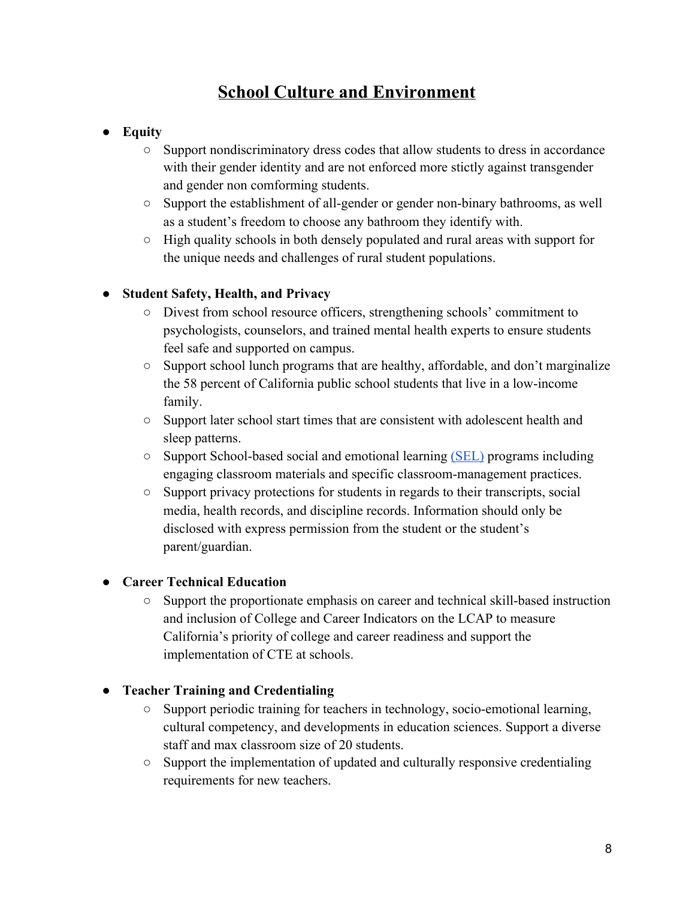## School Culture and Environment

- **Equity**
  - Support nondiscriminatory dress codes that allow students to dress in accordance with their gender identity and are not enforced more stictly against transgender and gender non comforming students.
  - Support the establishment of all-gender or gender non-binary bathrooms, as well as a student's freedom to choose any bathroom they identify with.
  - High quality schools in both densely populated and rural areas with support for the unique needs and challenges of rural student populations.

- **Student Safety, Health, and Privacy**
  - Divest from school resource officers, strengthening schools' commitment to psychologists, counselors, and trained mental health experts to ensure students feel safe and supported on campus.
  - Support school lunch programs that are healthy, affordable, and don't marginalize the 58 percent of California public school students that live in a low-income family.
  - Support later school start times that are consistent with adolescent health and sleep patterns.
  - Support School-based social and emotional learning (SEL) programs including engaging classroom materials and specific classroom-management practices.
  - Support privacy protections for students in regards to their transcripts, social media, health records, and discipline records. Information should only be disclosed with express permission from the student or the student's parent/guardian.

- **Career Technical Education**
  - Support the proportionate emphasis on career and technical skill-based instruction and inclusion of College and Career Indicators on the LCAP to measure California's priority of college and career readiness and support the implementation of CTE at schools.

- **Teacher Training and Credentialing**
  - Support periodic training for teachers in technology, socio-emotional learning, cultural competency, and developments in education sciences. Support a diverse staff and max classroom size of 20 students.
  - Support the implementation of updated and culturally responsive credentialing requirements for new teachers.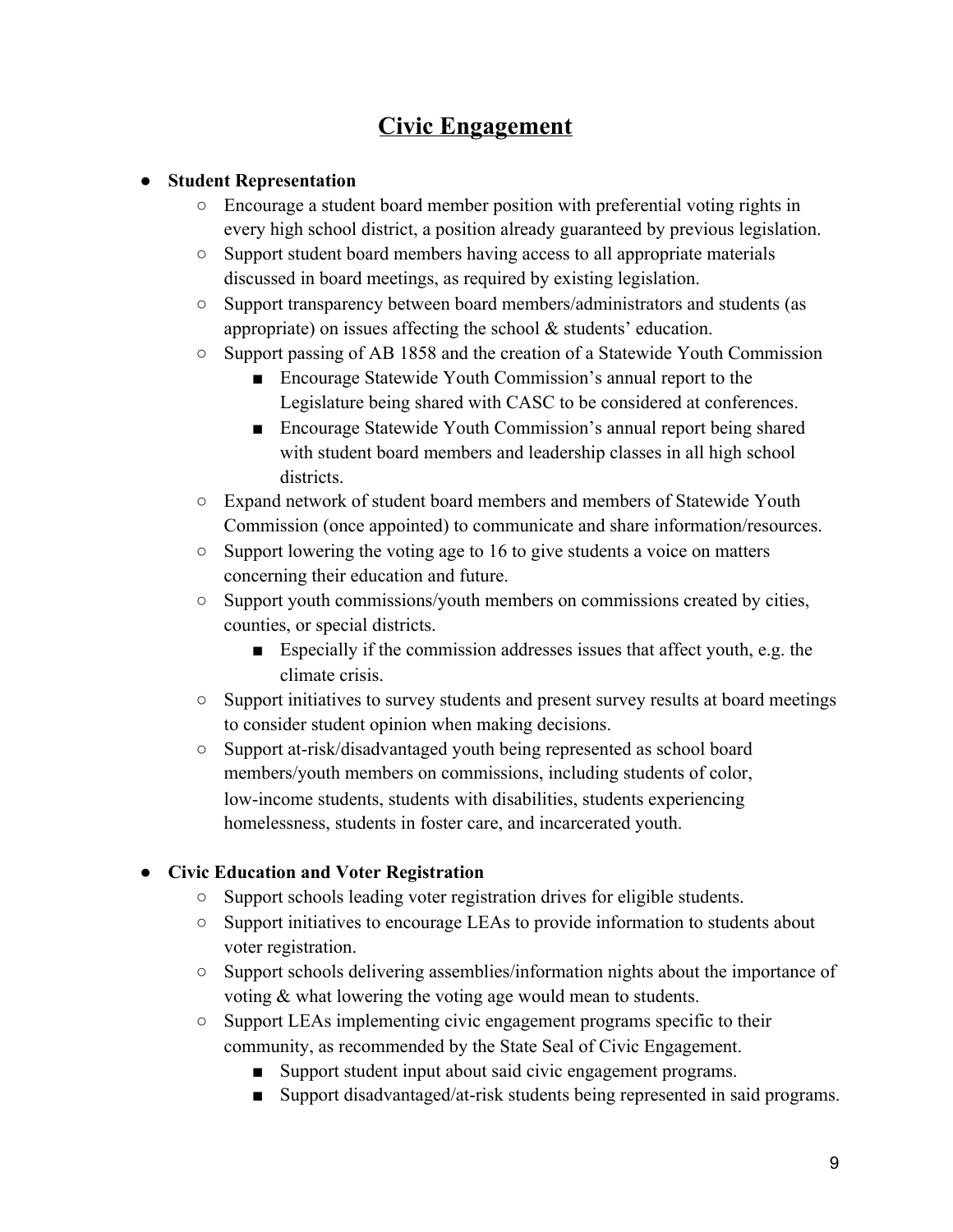# <u>Civic Engagement</u>

- **Student Representation**
  - Encourage a student board member position with preferential voting rights in every high school district, a position already guaranteed by previous legislation.
  - Support student board members having access to all appropriate materials discussed in board meetings, as required by existing legislation.
  - Support transparency between board members/administrators and students (as appropriate) on issues affecting the school & students' education.
  - Support passing of AB 1858 and the creation of a Statewide Youth Commission
    - Encourage Statewide Youth Commission's annual report to the Legislature being shared with CASC to be considered at conferences.
    - Encourage Statewide Youth Commission's annual report being shared with student board members and leadership classes in all high school districts.
  - Expand network of student board members and members of Statewide Youth Commission (once appointed) to communicate and share information/resources.
  - Support lowering the voting age to 16 to give students a voice on matters concerning their education and future.
  - Support youth commissions/youth members on commissions created by cities, counties, or special districts.
    - Especially if the commission addresses issues that affect youth, e.g. the climate crisis.
  - Support initiatives to survey students and present survey results at board meetings to consider student opinion when making decisions.
  - Support at-risk/disadvantaged youth being represented as school board members/youth members on commissions, including students of color, low-income students, students with disabilities, students experiencing homelessness, students in foster care, and incarcerated youth.

- **Civic Education and Voter Registration**
  - Support schools leading voter registration drives for eligible students.
  - Support initiatives to encourage LEAs to provide information to students about voter registration.
  - Support schools delivering assemblies/information nights about the importance of voting & what lowering the voting age would mean to students.
  - Support LEAs implementing civic engagement programs specific to their community, as recommended by the State Seal of Civic Engagement.
    - Support student input about said civic engagement programs.
    - Support disadvantaged/at-risk students being represented in said programs.